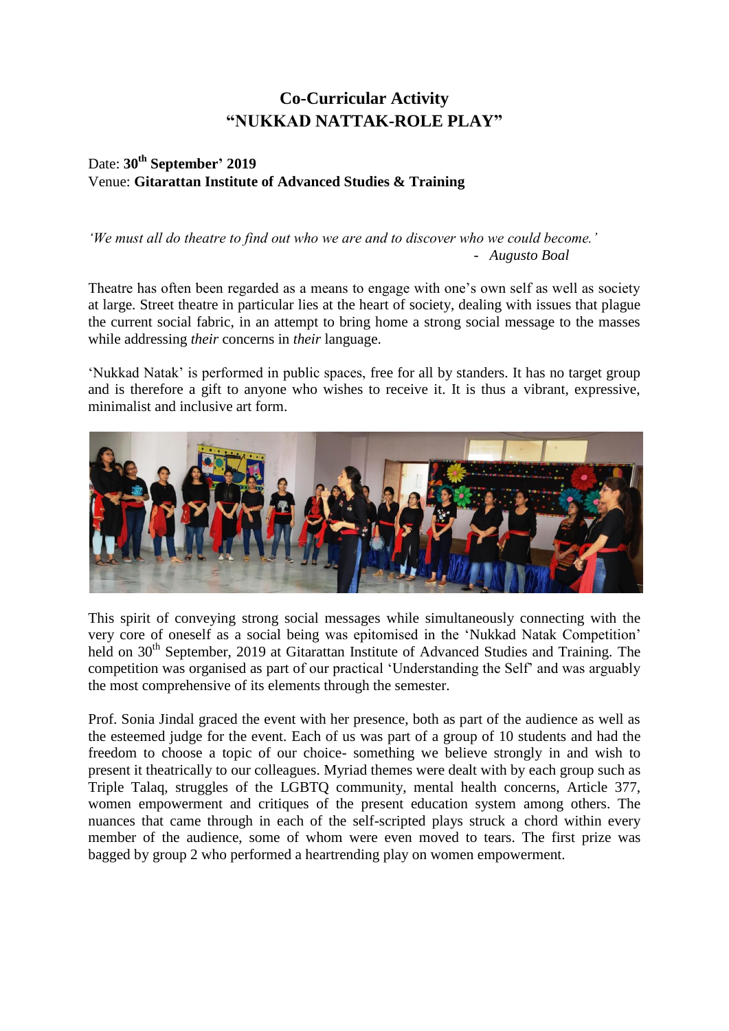# Co-Curricular Activity
# "NUKKAD NATTAK-ROLE PLAY"

Date: **30th September' 2019**
Venue: **Gitarattan Institute of Advanced Studies & Training**

*'We must all do theatre to find out who we are and to discover who we could become.'*
- *Augusto Boal*

Theatre has often been regarded as a means to engage with one's own self as well as society at large. Street theatre in particular lies at the heart of society, dealing with issues that plague the current social fabric, in an attempt to bring home a strong social message to the masses while addressing *their* concerns in *their* language.

'Nukkad Natak' is performed in public spaces, free for all by standers. It has no target group and is therefore a gift to anyone who wishes to receive it. It is thus a vibrant, expressive, minimalist and inclusive art form.

This spirit of conveying strong social messages while simultaneously connecting with the very core of oneself as a social being was epitomised in the 'Nukkad Natak Competition' held on 30th September, 2019 at Gitarattan Institute of Advanced Studies and Training. The competition was organised as part of our practical 'Understanding the Self' and was arguably the most comprehensive of its elements through the semester.

Prof. Sonia Jindal graced the event with her presence, both as part of the audience as well as the esteemed judge for the event. Each of us was part of a group of 10 students and had the freedom to choose a topic of our choice- something we believe strongly in and wish to present it theatrically to our colleagues. Myriad themes were dealt with by each group such as Triple Talaq, struggles of the LGBTQ community, mental health concerns, Article 377, women empowerment and critiques of the present education system among others. The nuances that came through in each of the self-scripted plays struck a chord within every member of the audience, some of whom were even moved to tears. The first prize was bagged by group 2 who performed a heartrending play on women empowerment.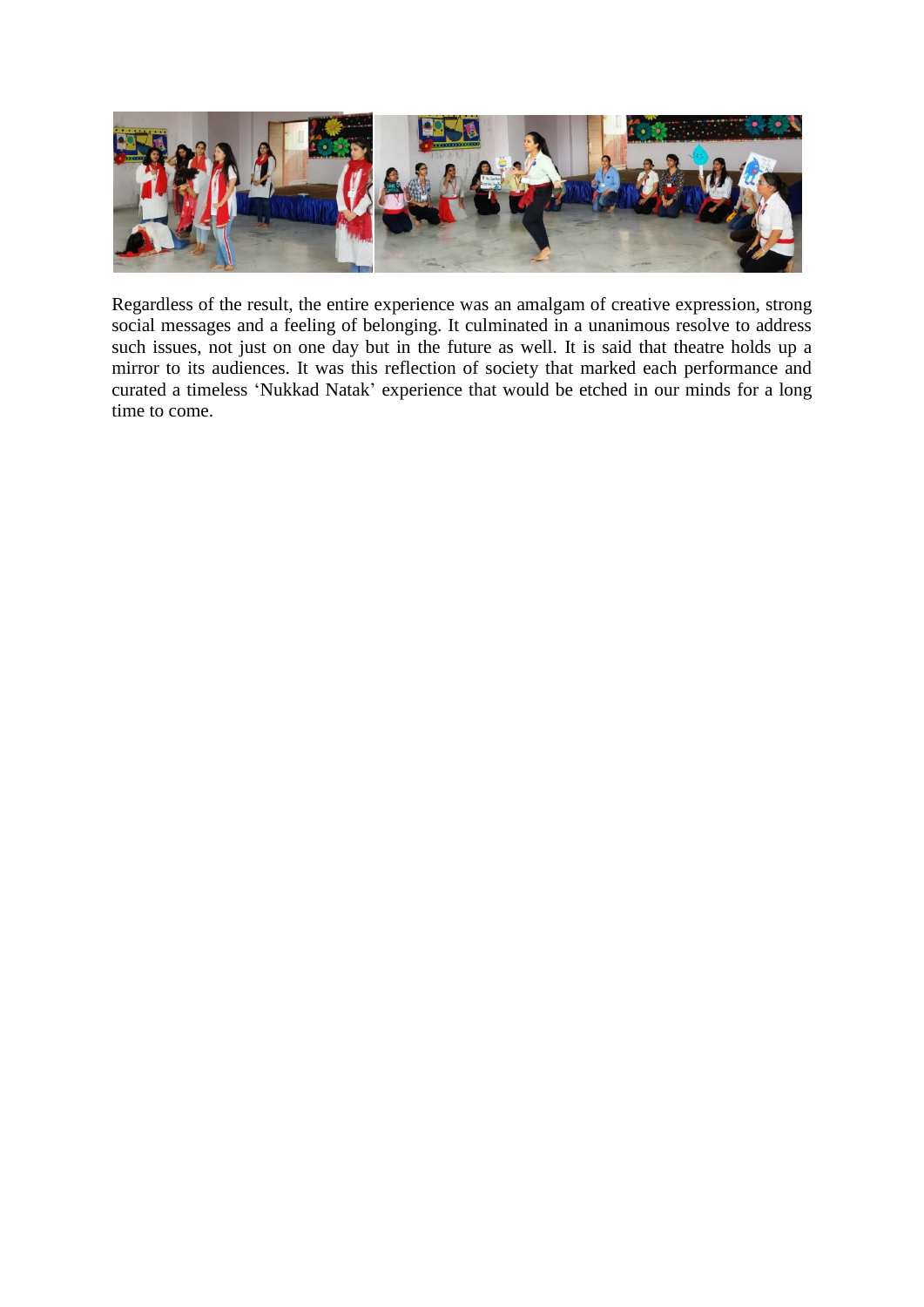Regardless of the result, the entire experience was an amalgam of creative expression, strong social messages and a feeling of belonging. It culminated in a unanimous resolve to address such issues, not just on one day but in the future as well. It is said that theatre holds up a mirror to its audiences. It was this reflection of society that marked each performance and curated a timeless 'Nukkad Natak' experience that would be etched in our minds for a long time to come.